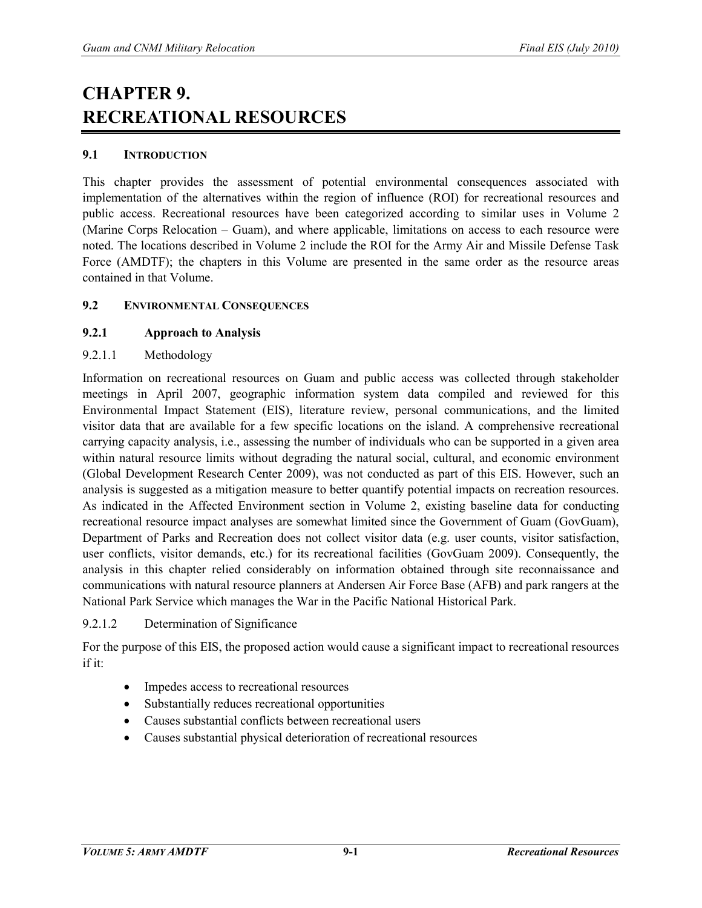# CHAPTER 9. RECREATIONAL RESOURCES

## 9.1 INTRODUCTION

This chapter provides the assessment of potential environmental consequences associated with implementation of the alternatives within the region of influence (ROI) for recreational resources and public access. Recreational resources have been categorized according to similar uses in Volume 2 (Marine Corps Relocation – Guam), and where applicable, limitations on access to each resource were noted. The locations described in Volume 2 include the ROI for the Army Air and Missile Defense Task Force (AMDTF); the chapters in this Volume are presented in the same order as the resource areas contained in that Volume.

## 9.2 ENVIRONMENTAL CONSEQUENCES

### 9.2.1 Approach to Analysis

#### 9.2.1.1 Methodology

Information on recreational resources on Guam and public access was collected through stakeholder meetings in April 2007, geographic information system data compiled and reviewed for this Environmental Impact Statement (EIS), literature review, personal communications, and the limited visitor data that are available for a few specific locations on the island. A comprehensive recreational carrying capacity analysis, i.e., assessing the number of individuals who can be supported in a given area within natural resource limits without degrading the natural social, cultural, and economic environment (Global Development Research Center 2009), was not conducted as part of this EIS. However, such an analysis is suggested as a mitigation measure to better quantify potential impacts on recreation resources. As indicated in the Affected Environment section in Volume 2, existing baseline data for conducting recreational resource impact analyses are somewhat limited since the Government of Guam (GovGuam), Department of Parks and Recreation does not collect visitor data (e.g. user counts, visitor satisfaction, user conflicts, visitor demands, etc.) for its recreational facilities (GovGuam 2009). Consequently, the analysis in this chapter relied considerably on information obtained through site reconnaissance and communications with natural resource planners at Andersen Air Force Base (AFB) and park rangers at the National Park Service which manages the War in the Pacific National Historical Park.

#### 9.2.1.2 Determination of Significance

For the purpose of this EIS, the proposed action would cause a significant impact to recreational resources if it:

- Impedes access to recreational resources
- Substantially reduces recreational opportunities
- Causes substantial conflicts between recreational users
- Causes substantial physical deterioration of recreational resources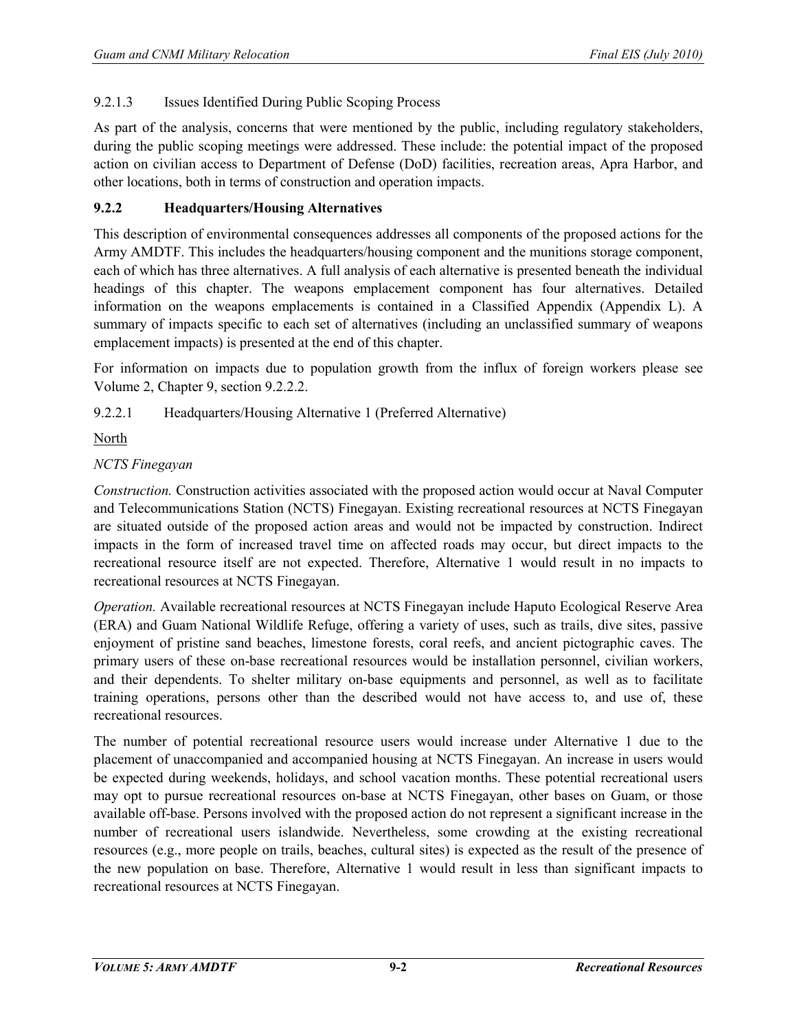#### 9.2.1.3 Issues Identified During Public Scoping Process

As part of the analysis, concerns that were mentioned by the public, including regulatory stakeholders, during the public scoping meetings were addressed. These include: the potential impact of the proposed action on civilian access to Department of Defense (DoD) facilities, recreation areas, Apra Harbor, and other locations, both in terms of construction and operation impacts.

### 9.2.2 Headquarters/Housing Alternatives

This description of environmental consequences addresses all components of the proposed actions for the Army AMDTF. This includes the headquarters/housing component and the munitions storage component, each of which has three alternatives. A full analysis of each alternative is presented beneath the individual headings of this chapter. The weapons emplacement component has four alternatives. Detailed information on the weapons emplacements is contained in a Classified Appendix (Appendix L). A summary of impacts specific to each set of alternatives (including an unclassified summary of weapons emplacement impacts) is presented at the end of this chapter.

For information on impacts due to population growth from the influx of foreign workers please see Volume 2, Chapter 9, section 9.2.2.2.

#### 9.2.2.1 Headquarters/Housing Alternative 1 (Preferred Alternative)

North

*NCTS Finegayan*

*Construction.* Construction activities associated with the proposed action would occur at Naval Computer and Telecommunications Station (NCTS) Finegayan. Existing recreational resources at NCTS Finegayan are situated outside of the proposed action areas and would not be impacted by construction. Indirect impacts in the form of increased travel time on affected roads may occur, but direct impacts to the recreational resource itself are not expected. Therefore, Alternative 1 would result in no impacts to recreational resources at NCTS Finegayan.

*Operation.* Available recreational resources at NCTS Finegayan include Haputo Ecological Reserve Area (ERA) and Guam National Wildlife Refuge, offering a variety of uses, such as trails, dive sites, passive enjoyment of pristine sand beaches, limestone forests, coral reefs, and ancient pictographic caves. The primary users of these on-base recreational resources would be installation personnel, civilian workers, and their dependents. To shelter military on-base equipments and personnel, as well as to facilitate training operations, persons other than the described would not have access to, and use of, these recreational resources.

The number of potential recreational resource users would increase under Alternative 1 due to the placement of unaccompanied and accompanied housing at NCTS Finegayan. An increase in users would be expected during weekends, holidays, and school vacation months. These potential recreational users may opt to pursue recreational resources on-base at NCTS Finegayan, other bases on Guam, or those available off-base. Persons involved with the proposed action do not represent a significant increase in the number of recreational users islandwide. Nevertheless, some crowding at the existing recreational resources (e.g., more people on trails, beaches, cultural sites) is expected as the result of the presence of the new population on base. Therefore, Alternative 1 would result in less than significant impacts to recreational resources at NCTS Finegayan.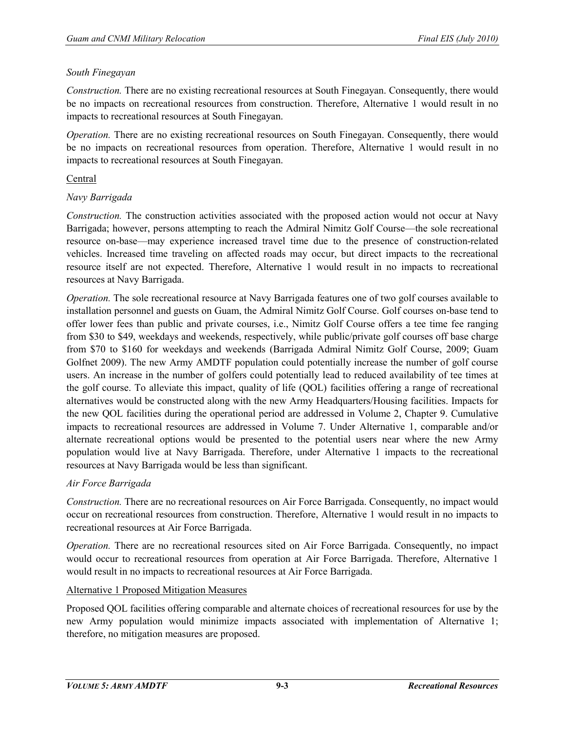*South Finegayan*

*Construction.* There are no existing recreational resources at South Finegayan. Consequently, there would be no impacts on recreational resources from construction. Therefore, Alternative 1 would result in no impacts to recreational resources at South Finegayan.

*Operation.* There are no existing recreational resources on South Finegayan. Consequently, there would be no impacts on recreational resources from operation. Therefore, Alternative 1 would result in no impacts to recreational resources at South Finegayan.

Central

*Navy Barrigada*

*Construction.* The construction activities associated with the proposed action would not occur at Navy Barrigada; however, persons attempting to reach the Admiral Nimitz Golf Course—the sole recreational resource on-base—may experience increased travel time due to the presence of construction-related vehicles. Increased time traveling on affected roads may occur, but direct impacts to the recreational resource itself are not expected. Therefore, Alternative 1 would result in no impacts to recreational resources at Navy Barrigada.

*Operation.* The sole recreational resource at Navy Barrigada features one of two golf courses available to installation personnel and guests on Guam, the Admiral Nimitz Golf Course. Golf courses on-base tend to offer lower fees than public and private courses, i.e., Nimitz Golf Course offers a tee time fee ranging from $30 to $49, weekdays and weekends, respectively, while public/private golf courses off base charge from $70 to $160 for weekdays and weekends (Barrigada Admiral Nimitz Golf Course, 2009; Guam Golfnet 2009). The new Army AMDTF population could potentially increase the number of golf course users. An increase in the number of golfers could potentially lead to reduced availability of tee times at the golf course. To alleviate this impact, quality of life (QOL) facilities offering a range of recreational alternatives would be constructed along with the new Army Headquarters/Housing facilities. Impacts for the new QOL facilities during the operational period are addressed in Volume 2, Chapter 9. Cumulative impacts to recreational resources are addressed in Volume 7. Under Alternative 1, comparable and/or alternate recreational options would be presented to the potential users near where the new Army population would live at Navy Barrigada. Therefore, under Alternative 1 impacts to the recreational resources at Navy Barrigada would be less than significant.

*Air Force Barrigada*

*Construction.* There are no recreational resources on Air Force Barrigada. Consequently, no impact would occur on recreational resources from construction. Therefore, Alternative 1 would result in no impacts to recreational resources at Air Force Barrigada.

*Operation.* There are no recreational resources sited on Air Force Barrigada. Consequently, no impact would occur to recreational resources from operation at Air Force Barrigada. Therefore, Alternative 1 would result in no impacts to recreational resources at Air Force Barrigada.

Alternative 1 Proposed Mitigation Measures

Proposed QOL facilities offering comparable and alternate choices of recreational resources for use by the new Army population would minimize impacts associated with implementation of Alternative 1; therefore, no mitigation measures are proposed.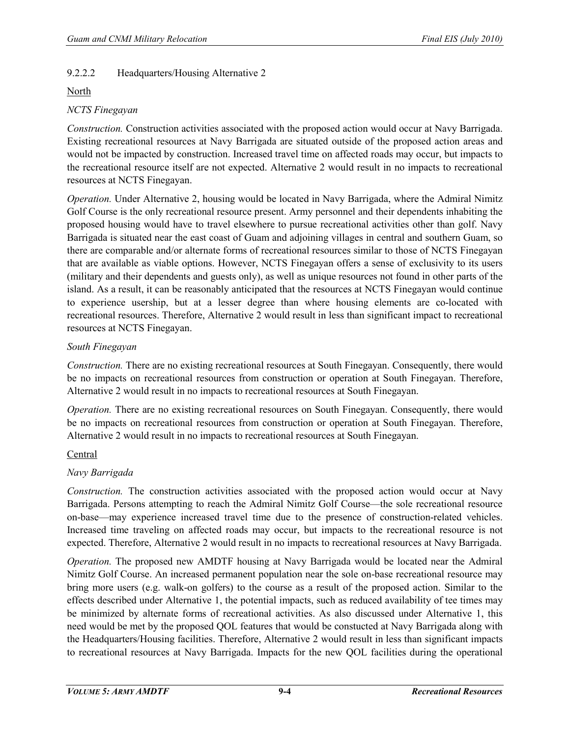#### 9.2.2.2 Headquarters/Housing Alternative 2

North

*NCTS Finegayan*

*Construction.* Construction activities associated with the proposed action would occur at Navy Barrigada. Existing recreational resources at Navy Barrigada are situated outside of the proposed action areas and would not be impacted by construction. Increased travel time on affected roads may occur, but impacts to the recreational resource itself are not expected. Alternative 2 would result in no impacts to recreational resources at NCTS Finegayan.

*Operation.* Under Alternative 2, housing would be located in Navy Barrigada, where the Admiral Nimitz Golf Course is the only recreational resource present. Army personnel and their dependents inhabiting the proposed housing would have to travel elsewhere to pursue recreational activities other than golf. Navy Barrigada is situated near the east coast of Guam and adjoining villages in central and southern Guam, so there are comparable and/or alternate forms of recreational resources similar to those of NCTS Finegayan that are available as viable options. However, NCTS Finegayan offers a sense of exclusivity to its users (military and their dependents and guests only), as well as unique resources not found in other parts of the island. As a result, it can be reasonably anticipated that the resources at NCTS Finegayan would continue to experience usership, but at a lesser degree than where housing elements are co-located with recreational resources. Therefore, Alternative 2 would result in less than significant impact to recreational resources at NCTS Finegayan.

*South Finegayan*

*Construction.* There are no existing recreational resources at South Finegayan. Consequently, there would be no impacts on recreational resources from construction or operation at South Finegayan. Therefore, Alternative 2 would result in no impacts to recreational resources at South Finegayan.

*Operation.* There are no existing recreational resources on South Finegayan. Consequently, there would be no impacts on recreational resources from construction or operation at South Finegayan. Therefore, Alternative 2 would result in no impacts to recreational resources at South Finegayan.

Central

*Navy Barrigada*

*Construction.* The construction activities associated with the proposed action would occur at Navy Barrigada. Persons attempting to reach the Admiral Nimitz Golf Course—the sole recreational resource on-base—may experience increased travel time due to the presence of construction-related vehicles. Increased time traveling on affected roads may occur, but impacts to the recreational resource is not expected. Therefore, Alternative 2 would result in no impacts to recreational resources at Navy Barrigada.

*Operation.* The proposed new AMDTF housing at Navy Barrigada would be located near the Admiral Nimitz Golf Course. An increased permanent population near the sole on-base recreational resource may bring more users (e.g. walk-on golfers) to the course as a result of the proposed action. Similar to the effects described under Alternative 1, the potential impacts, such as reduced availability of tee times may be minimized by alternate forms of recreational activities. As also discussed under Alternative 1, this need would be met by the proposed QOL features that would be constucted at Navy Barrigada along with the Headquarters/Housing facilities. Therefore, Alternative 2 would result in less than significant impacts to recreational resources at Navy Barrigada. Impacts for the new QOL facilities during the operational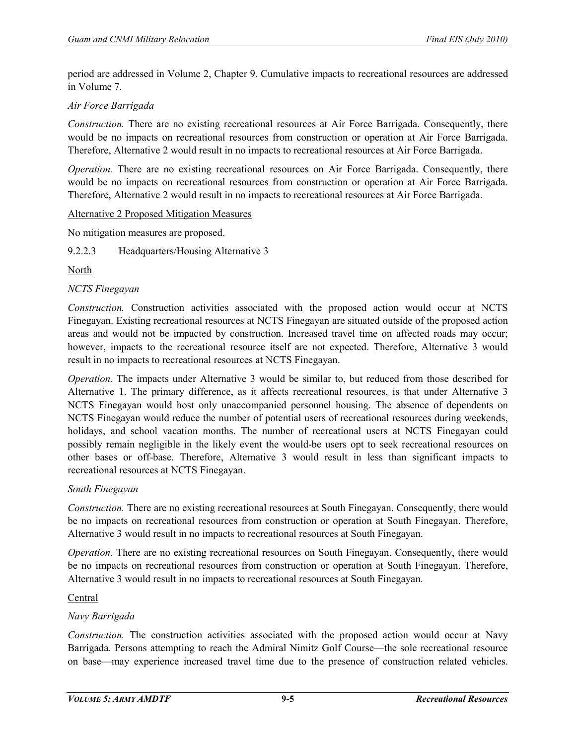period are addressed in Volume 2, Chapter 9. Cumulative impacts to recreational resources are addressed in Volume 7.

*Air Force Barrigada*

*Construction.* There are no existing recreational resources at Air Force Barrigada. Consequently, there would be no impacts on recreational resources from construction or operation at Air Force Barrigada. Therefore, Alternative 2 would result in no impacts to recreational resources at Air Force Barrigada.

*Operation.* There are no existing recreational resources on Air Force Barrigada. Consequently, there would be no impacts on recreational resources from construction or operation at Air Force Barrigada. Therefore, Alternative 2 would result in no impacts to recreational resources at Air Force Barrigada.

<u>Alternative 2 Proposed Mitigation Measures</u>

No mitigation measures are proposed.

#### 9.2.2.3 Headquarters/Housing Alternative 3

<u>North</u>

*NCTS Finegayan*

*Construction.* Construction activities associated with the proposed action would occur at NCTS Finegayan. Existing recreational resources at NCTS Finegayan are situated outside of the proposed action areas and would not be impacted by construction. Increased travel time on affected roads may occur; however, impacts to the recreational resource itself are not expected. Therefore, Alternative 3 would result in no impacts to recreational resources at NCTS Finegayan.

*Operation.* The impacts under Alternative 3 would be similar to, but reduced from those described for Alternative 1. The primary difference, as it affects recreational resources, is that under Alternative 3 NCTS Finegayan would host only unaccompanied personnel housing. The absence of dependents on NCTS Finegayan would reduce the number of potential users of recreational resources during weekends, holidays, and school vacation months. The number of recreational users at NCTS Finegayan could possibly remain negligible in the likely event the would-be users opt to seek recreational resources on other bases or off-base. Therefore, Alternative 3 would result in less than significant impacts to recreational resources at NCTS Finegayan.

*South Finegayan*

*Construction.* There are no existing recreational resources at South Finegayan. Consequently, there would be no impacts on recreational resources from construction or operation at South Finegayan. Therefore, Alternative 3 would result in no impacts to recreational resources at South Finegayan.

*Operation.* There are no existing recreational resources on South Finegayan. Consequently, there would be no impacts on recreational resources from construction or operation at South Finegayan. Therefore, Alternative 3 would result in no impacts to recreational resources at South Finegayan.

<u>Central</u>

*Navy Barrigada*

*Construction.* The construction activities associated with the proposed action would occur at Navy Barrigada. Persons attempting to reach the Admiral Nimitz Golf Course—the sole recreational resource on base—may experience increased travel time due to the presence of construction related vehicles.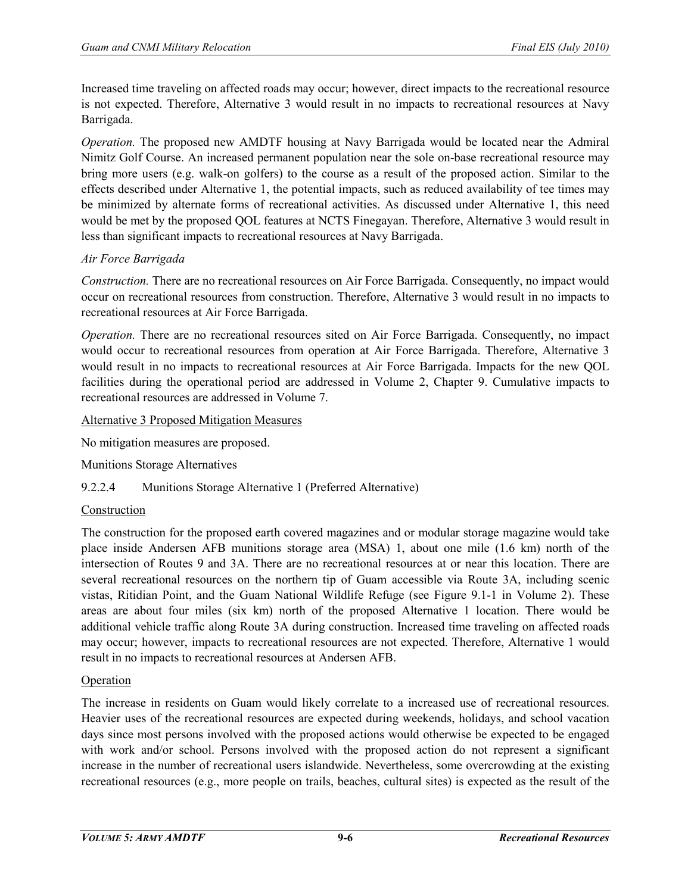Increased time traveling on affected roads may occur; however, direct impacts to the recreational resource is not expected. Therefore, Alternative 3 would result in no impacts to recreational resources at Navy Barrigada.

*Operation.* The proposed new AMDTF housing at Navy Barrigada would be located near the Admiral Nimitz Golf Course. An increased permanent population near the sole on-base recreational resource may bring more users (e.g. walk-on golfers) to the course as a result of the proposed action. Similar to the effects described under Alternative 1, the potential impacts, such as reduced availability of tee times may be minimized by alternate forms of recreational activities. As discussed under Alternative 1, this need would be met by the proposed QOL features at NCTS Finegayan. Therefore, Alternative 3 would result in less than significant impacts to recreational resources at Navy Barrigada.

*Air Force Barrigada*

*Construction.* There are no recreational resources on Air Force Barrigada. Consequently, no impact would occur on recreational resources from construction. Therefore, Alternative 3 would result in no impacts to recreational resources at Air Force Barrigada.

*Operation.* There are no recreational resources sited on Air Force Barrigada. Consequently, no impact would occur to recreational resources from operation at Air Force Barrigada. Therefore, Alternative 3 would result in no impacts to recreational resources at Air Force Barrigada. Impacts for the new QOL facilities during the operational period are addressed in Volume 2, Chapter 9. Cumulative impacts to recreational resources are addressed in Volume 7.

Alternative 3 Proposed Mitigation Measures

No mitigation measures are proposed.

Munitions Storage Alternatives

### 9.2.2.4 Munitions Storage Alternative 1 (Preferred Alternative)

Construction

The construction for the proposed earth covered magazines and or modular storage magazine would take place inside Andersen AFB munitions storage area (MSA) 1, about one mile (1.6 km) north of the intersection of Routes 9 and 3A. There are no recreational resources at or near this location. There are several recreational resources on the northern tip of Guam accessible via Route 3A, including scenic vistas, Ritidian Point, and the Guam National Wildlife Refuge (see Figure 9.1-1 in Volume 2). These areas are about four miles (six km) north of the proposed Alternative 1 location. There would be additional vehicle traffic along Route 3A during construction. Increased time traveling on affected roads may occur; however, impacts to recreational resources are not expected. Therefore, Alternative 1 would result in no impacts to recreational resources at Andersen AFB.

Operation

The increase in residents on Guam would likely correlate to a increased use of recreational resources. Heavier uses of the recreational resources are expected during weekends, holidays, and school vacation days since most persons involved with the proposed actions would otherwise be expected to be engaged with work and/or school. Persons involved with the proposed action do not represent a significant increase in the number of recreational users islandwide. Nevertheless, some overcrowding at the existing recreational resources (e.g., more people on trails, beaches, cultural sites) is expected as the result of the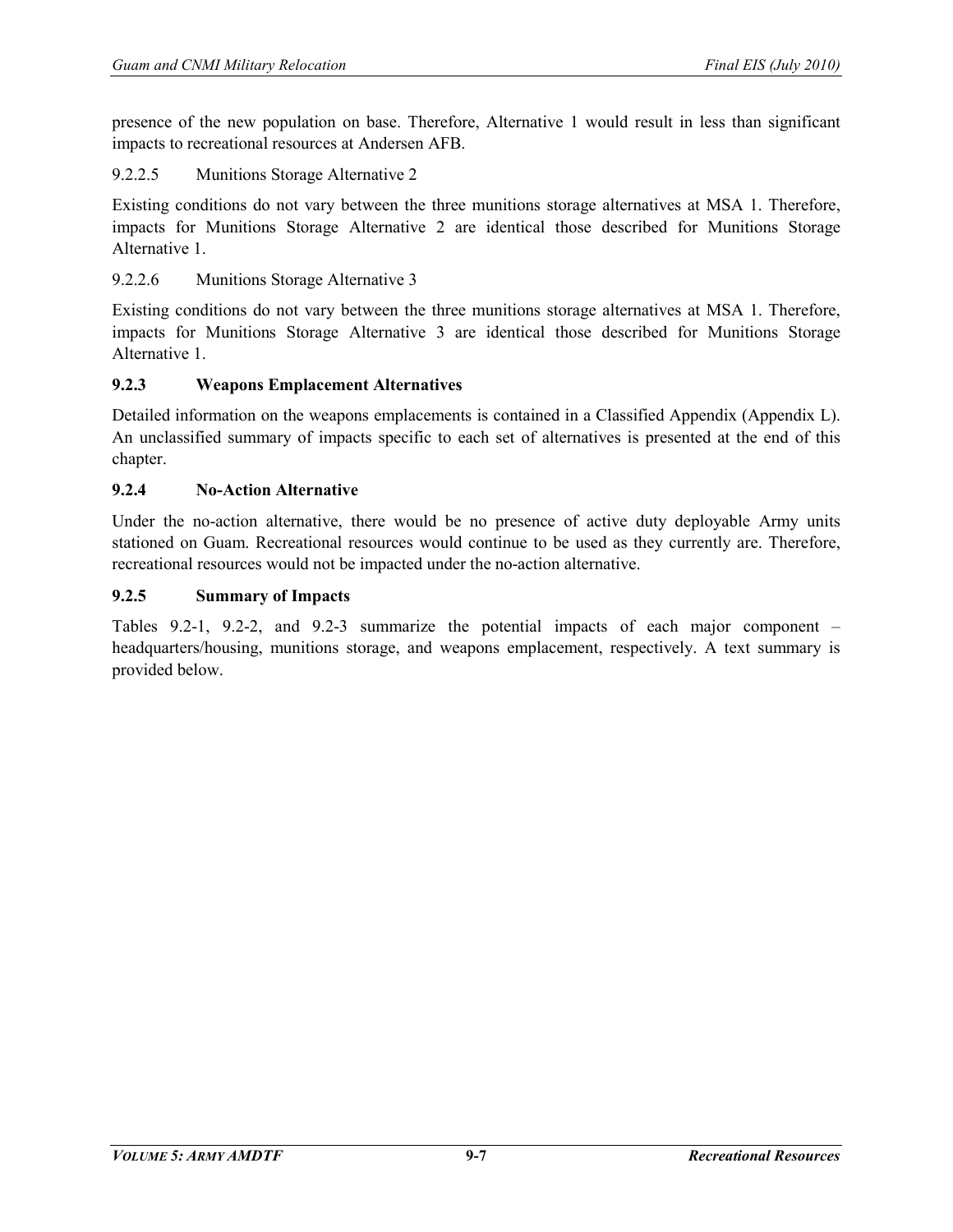presence of the new population on base. Therefore, Alternative 1 would result in less than significant impacts to recreational resources at Andersen AFB.

9.2.2.5 Munitions Storage Alternative 2

Existing conditions do not vary between the three munitions storage alternatives at MSA 1. Therefore, impacts for Munitions Storage Alternative 2 are identical those described for Munitions Storage Alternative 1.

9.2.2.6 Munitions Storage Alternative 3

Existing conditions do not vary between the three munitions storage alternatives at MSA 1. Therefore, impacts for Munitions Storage Alternative 3 are identical those described for Munitions Storage Alternative 1.

### 9.2.3 Weapons Emplacement Alternatives

Detailed information on the weapons emplacements is contained in a Classified Appendix (Appendix L). An unclassified summary of impacts specific to each set of alternatives is presented at the end of this chapter.

### 9.2.4 No-Action Alternative

Under the no-action alternative, there would be no presence of active duty deployable Army units stationed on Guam. Recreational resources would continue to be used as they currently are. Therefore, recreational resources would not be impacted under the no-action alternative.

### 9.2.5 Summary of Impacts

Tables 9.2-1, 9.2-2, and 9.2-3 summarize the potential impacts of each major component – headquarters/housing, munitions storage, and weapons emplacement, respectively. A text summary is provided below.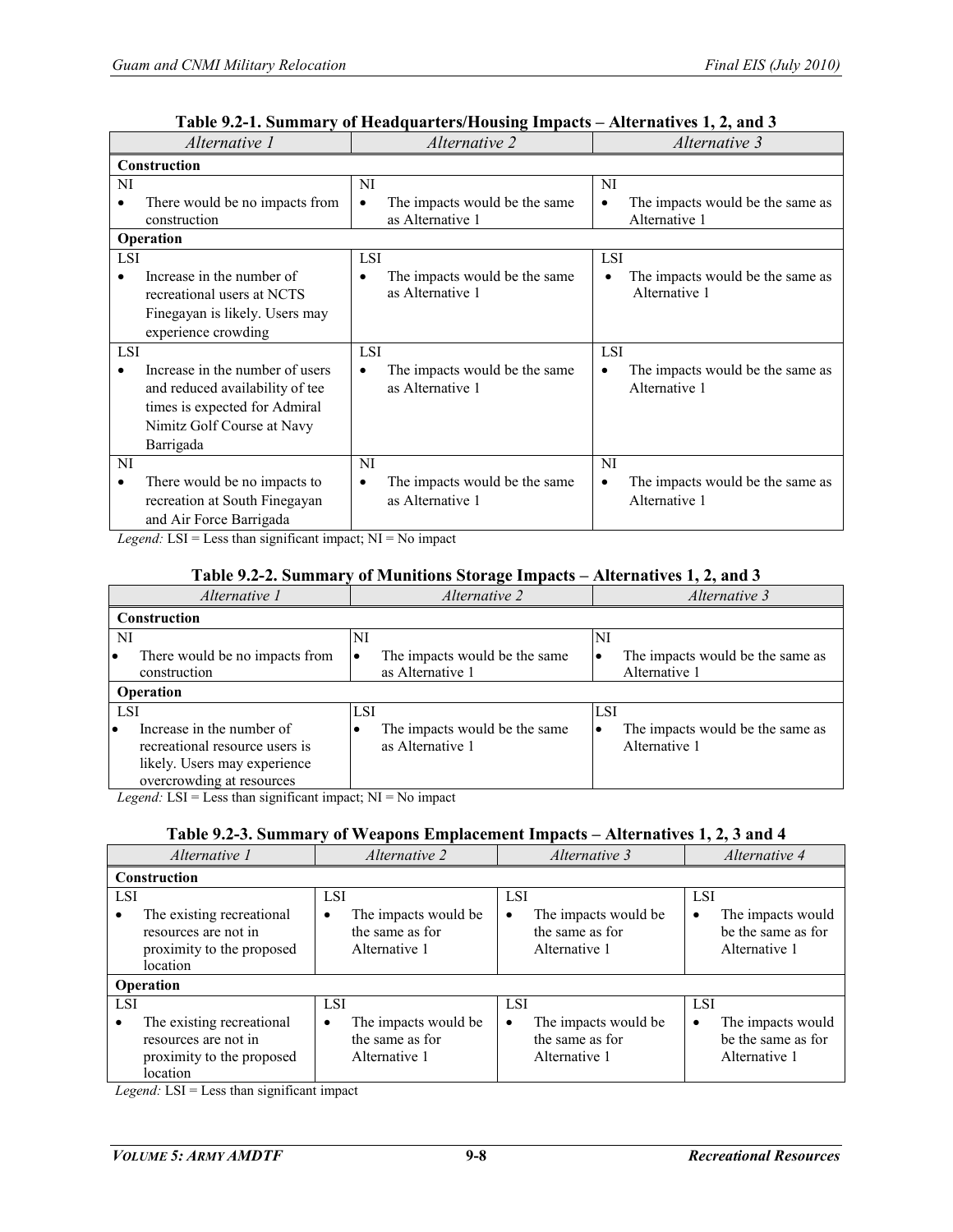**Table 9.2-1. Summary of Headquarters/Housing Impacts – Alternatives 1, 2, and 3**

| *Alternative 1* | *Alternative 2* | *Alternative 3* |
|---|---|---|
| **Construction** | | |
| NI<br>• There would be no impacts from construction | NI<br>• The impacts would be the same as Alternative 1 | NI<br>• The impacts would be the same as Alternative 1 |
| **Operation** | | |
| LSI<br>• Increase in the number of recreational users at NCTS Finegayan is likely. Users may experience crowding | LSI<br>• The impacts would be the same as Alternative 1 | LSI<br>• The impacts would be the same as Alternative 1 |
| LSI<br>• Increase in the number of users and reduced availability of tee times is expected for Admiral Nimitz Golf Course at Navy Barrigada | LSI<br>• The impacts would be the same as Alternative 1 | LSI<br>• The impacts would be the same as Alternative 1 |
| NI<br>• There would be no impacts to recreation at South Finegayan and Air Force Barrigada | NI<br>• The impacts would be the same as Alternative 1 | NI<br>• The impacts would be the same as Alternative 1 |

*Legend:* LSI = Less than significant impact; NI = No impact

**Table 9.2-2. Summary of Munitions Storage Impacts – Alternatives 1, 2, and 3**

| *Alternative 1* | *Alternative 2* | *Alternative 3* |
|---|---|---|
| **Construction** | | |
| NI<br>• There would be no impacts from construction | NI<br>• The impacts would be the same as Alternative 1 | NI<br>• The impacts would be the same as Alternative 1 |
| **Operation** | | |
| LSI<br>• Increase in the number of recreational resource users is likely. Users may experience overcrowding at resources | LSI<br>• The impacts would be the same as Alternative 1 | LSI<br>• The impacts would be the same as Alternative 1 |

*Legend:* LSI = Less than significant impact; NI = No impact

**Table 9.2-3. Summary of Weapons Emplacement Impacts – Alternatives 1, 2, 3 and 4**

| *Alternative 1* | *Alternative 2* | *Alternative 3* | *Alternative 4* |
|---|---|---|---|
| **Construction** | | | |
| LSI<br>• The existing recreational resources are not in proximity to the proposed location | LSI<br>• The impacts would be the same as for Alternative 1 | LSI<br>• The impacts would be the same as for Alternative 1 | LSI<br>• The impacts would be the same as for Alternative 1 |
| **Operation** | | | |
| LSI<br>• The existing recreational resources are not in proximity to the proposed location | LSI<br>• The impacts would be the same as for Alternative 1 | LSI<br>• The impacts would be the same as for Alternative 1 | LSI<br>• The impacts would be the same as for Alternative 1 |

*Legend:* LSI = Less than significant impact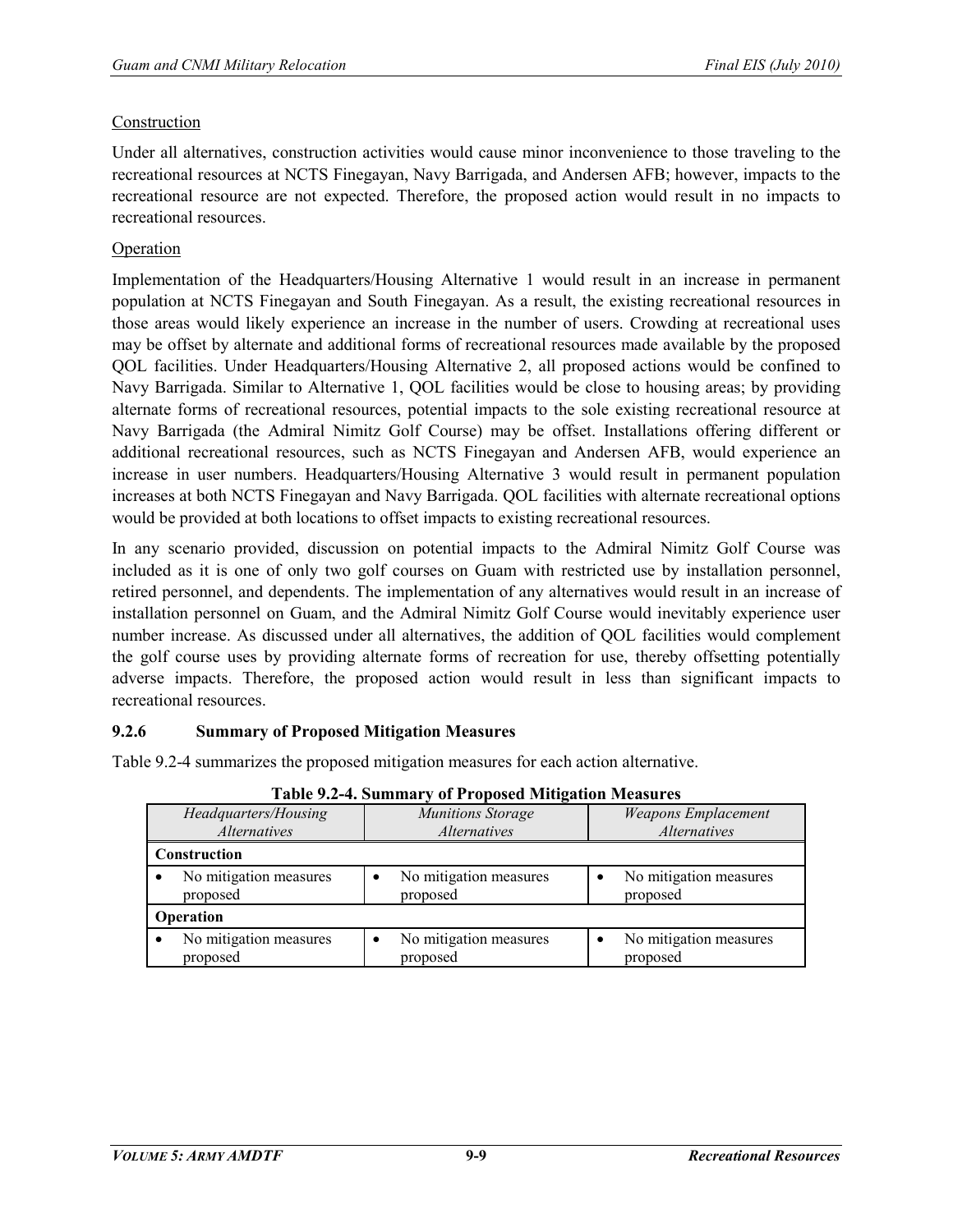Construction

Under all alternatives, construction activities would cause minor inconvenience to those traveling to the recreational resources at NCTS Finegayan, Navy Barrigada, and Andersen AFB; however, impacts to the recreational resource are not expected. Therefore, the proposed action would result in no impacts to recreational resources.

Operation

Implementation of the Headquarters/Housing Alternative 1 would result in an increase in permanent population at NCTS Finegayan and South Finegayan. As a result, the existing recreational resources in those areas would likely experience an increase in the number of users. Crowding at recreational uses may be offset by alternate and additional forms of recreational resources made available by the proposed QOL facilities. Under Headquarters/Housing Alternative 2, all proposed actions would be confined to Navy Barrigada. Similar to Alternative 1, QOL facilities would be close to housing areas; by providing alternate forms of recreational resources, potential impacts to the sole existing recreational resource at Navy Barrigada (the Admiral Nimitz Golf Course) may be offset. Installations offering different or additional recreational resources, such as NCTS Finegayan and Andersen AFB, would experience an increase in user numbers. Headquarters/Housing Alternative 3 would result in permanent population increases at both NCTS Finegayan and Navy Barrigada. QOL facilities with alternate recreational options would be provided at both locations to offset impacts to existing recreational resources.

In any scenario provided, discussion on potential impacts to the Admiral Nimitz Golf Course was included as it is one of only two golf courses on Guam with restricted use by installation personnel, retired personnel, and dependents. The implementation of any alternatives would result in an increase of installation personnel on Guam, and the Admiral Nimitz Golf Course would inevitably experience user number increase. As discussed under all alternatives, the addition of QOL facilities would complement the golf course uses by providing alternate forms of recreation for use, thereby offsetting potentially adverse impacts. Therefore, the proposed action would result in less than significant impacts to recreational resources.

### 9.2.6 Summary of Proposed Mitigation Measures

Table 9.2-4 summarizes the proposed mitigation measures for each action alternative.

**Table 9.2-4. Summary of Proposed Mitigation Measures**

| *Headquarters/Housing Alternatives* | *Munitions Storage Alternatives* | *Weapons Emplacement Alternatives* |
|---|---|---|
| **Construction** | | |
| • No mitigation measures proposed | • No mitigation measures proposed | • No mitigation measures proposed |
| **Operation** | | |
| • No mitigation measures proposed | • No mitigation measures proposed | • No mitigation measures proposed |